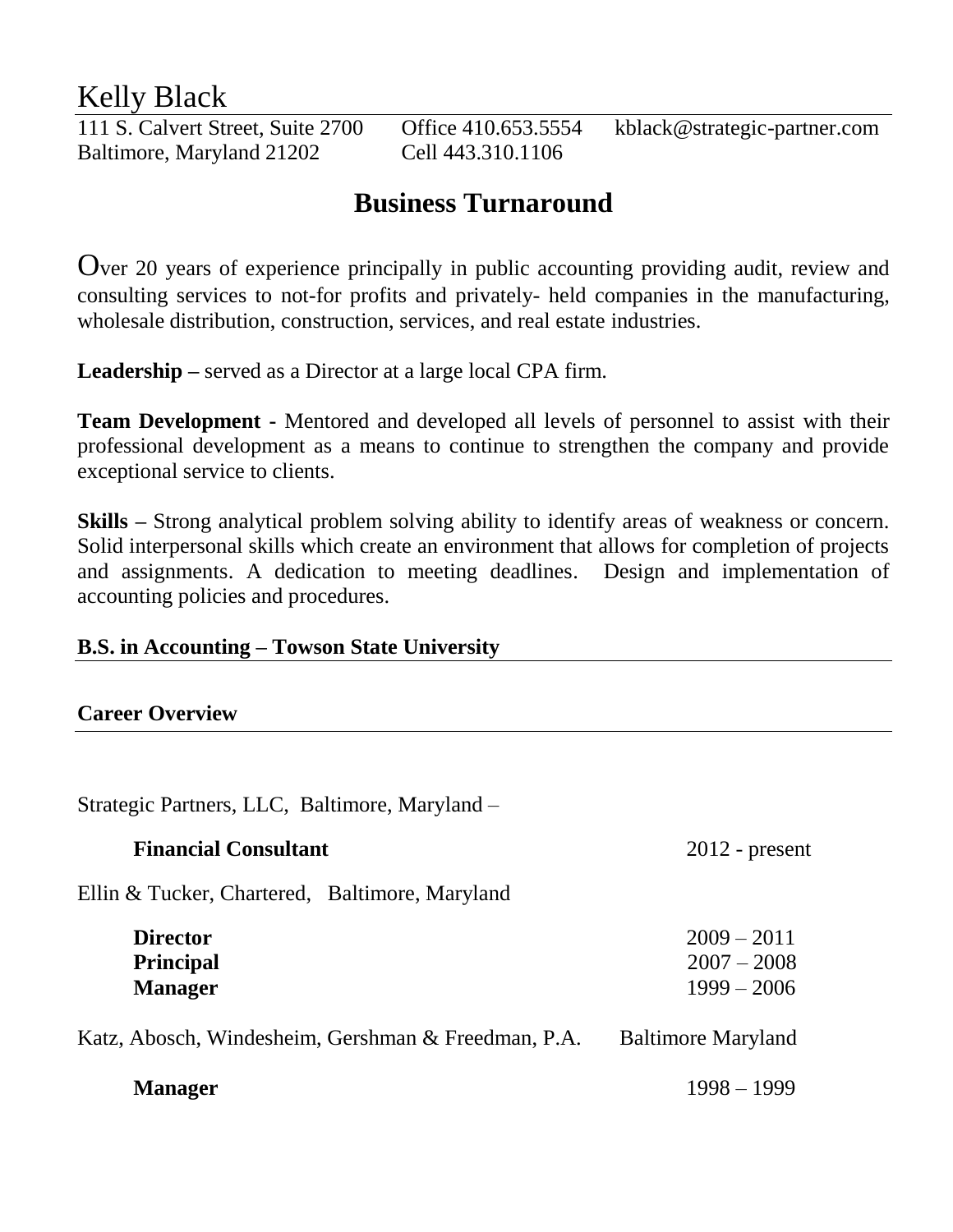# Kelly Black

111 S. Calvert Street, Suite 2700 Office 410.653.5554 kblack@strategic-partner.com
Baltimore, Maryland 21202 Cell 443.310.1106

## Business Turnaround

Over 20 years of experience principally in public accounting providing audit, review and consulting services to not-for profits and privately- held companies in the manufacturing, wholesale distribution, construction, services, and real estate industries.

**Leadership –** served as a Director at a large local CPA firm.

**Team Development -** Mentored and developed all levels of personnel to assist with their professional development as a means to continue to strengthen the company and provide exceptional service to clients.

**Skills –** Strong analytical problem solving ability to identify areas of weakness or concern. Solid interpersonal skills which create an environment that allows for completion of projects and assignments. A dedication to meeting deadlines. Design and implementation of accounting policies and procedures.

**B.S. in Accounting – Towson State University**

**Career Overview**

Strategic Partners, LLC, Baltimore, Maryland –

**Financial Consultant** 2012 - present

Ellin & Tucker, Chartered, Baltimore, Maryland

**Director** 2009 – 2011
**Principal** 2007 – 2008
**Manager** 1999 – 2006

Katz, Abosch, Windesheim, Gershman & Freedman, P.A. Baltimore Maryland

**Manager** 1998 – 1999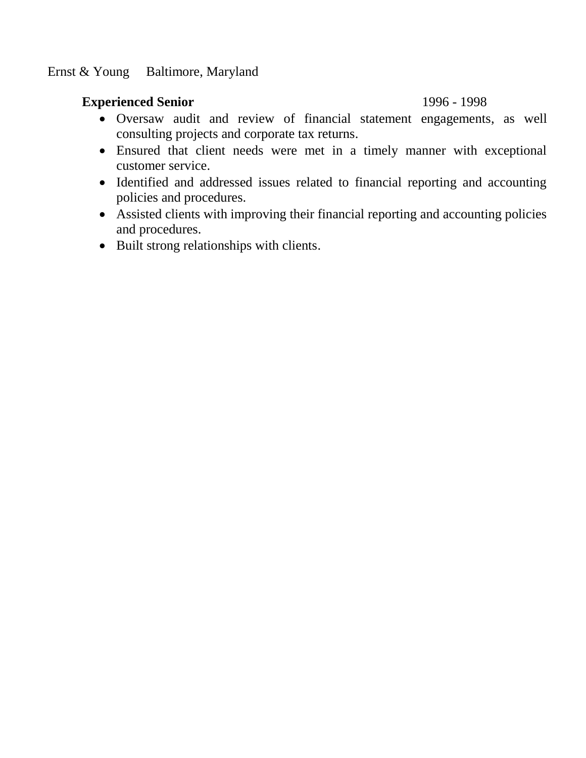Ernst & Young Baltimore, Maryland

**Experienced Senior** 1996 - 1998

- Oversaw audit and review of financial statement engagements, as well consulting projects and corporate tax returns.
- Ensured that client needs were met in a timely manner with exceptional customer service.
- Identified and addressed issues related to financial reporting and accounting policies and procedures.
- Assisted clients with improving their financial reporting and accounting policies and procedures.
- Built strong relationships with clients.